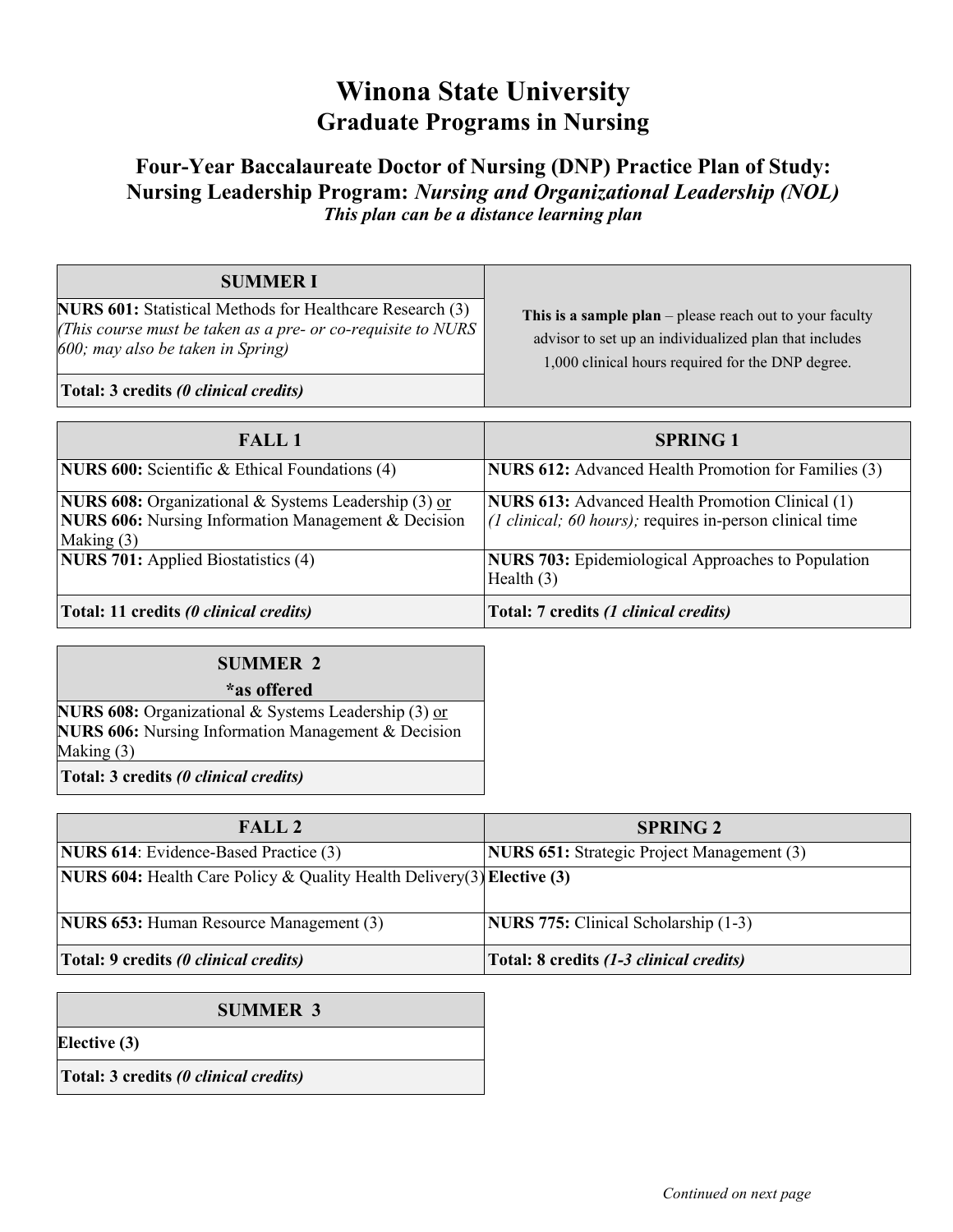# Winona State University
## Graduate Programs in Nursing

### Four-Year Baccalaureate Doctor of Nursing (DNP) Practice Plan of Study: Nursing Leadership Program: *Nursing and Organizational Leadership (NOL)*
***This plan can be a distance learning plan***

| SUMMER I | |
|---|---|
| **NURS 601:** Statistical Methods for Healthcare Research (3) *(This course must be taken as a pre- or co-requisite to NURS 600; may also be taken in Spring)* | **This is a sample plan** – please reach out to your faculty advisor to set up an individualized plan that includes 1,000 clinical hours required for the DNP degree. |
| **Total: 3 credits** ***(0 clinical credits)*** | |

| FALL 1 | SPRING 1 |
|---|---|
| **NURS 600:** Scientific & Ethical Foundations (4) | **NURS 612:** Advanced Health Promotion for Families (3) |
| **NURS 608:** Organizational & Systems Leadership (3) or **NURS 606:** Nursing Information Management & Decision Making (3) | **NURS 613:** Advanced Health Promotion Clinical (1) *(1 clinical; 60 hours);* requires in-person clinical time |
| **NURS 701:** Applied Biostatistics (4) | **NURS 703:** Epidemiological Approaches to Population Health (3) |
| **Total: 11 credits** ***(0 clinical credits)*** | **Total: 7 credits** ***(1 clinical credits)*** |

| SUMMER 2 *as offered |
|---|
| **NURS 608:** Organizational & Systems Leadership (3) or **NURS 606:** Nursing Information Management & Decision Making (3) |
| **Total: 3 credits** ***(0 clinical credits)*** |

| FALL 2 | SPRING 2 |
|---|---|
| **NURS 614**: Evidence-Based Practice (3) | **NURS 651:** Strategic Project Management (3) |
| **NURS 604:** Health Care Policy & Quality Health Delivery(3) | **Elective (3)** |
| **NURS 653:** Human Resource Management (3) | **NURS 775:** Clinical Scholarship (1-3) |
| **Total: 9 credits** ***(0 clinical credits)*** | **Total: 8 credits** ***(1-3 clinical credits)*** |

| SUMMER 3 |
|---|
| **Elective (3)** |
| **Total: 3 credits** ***(0 clinical credits)*** |

*Continued on next page*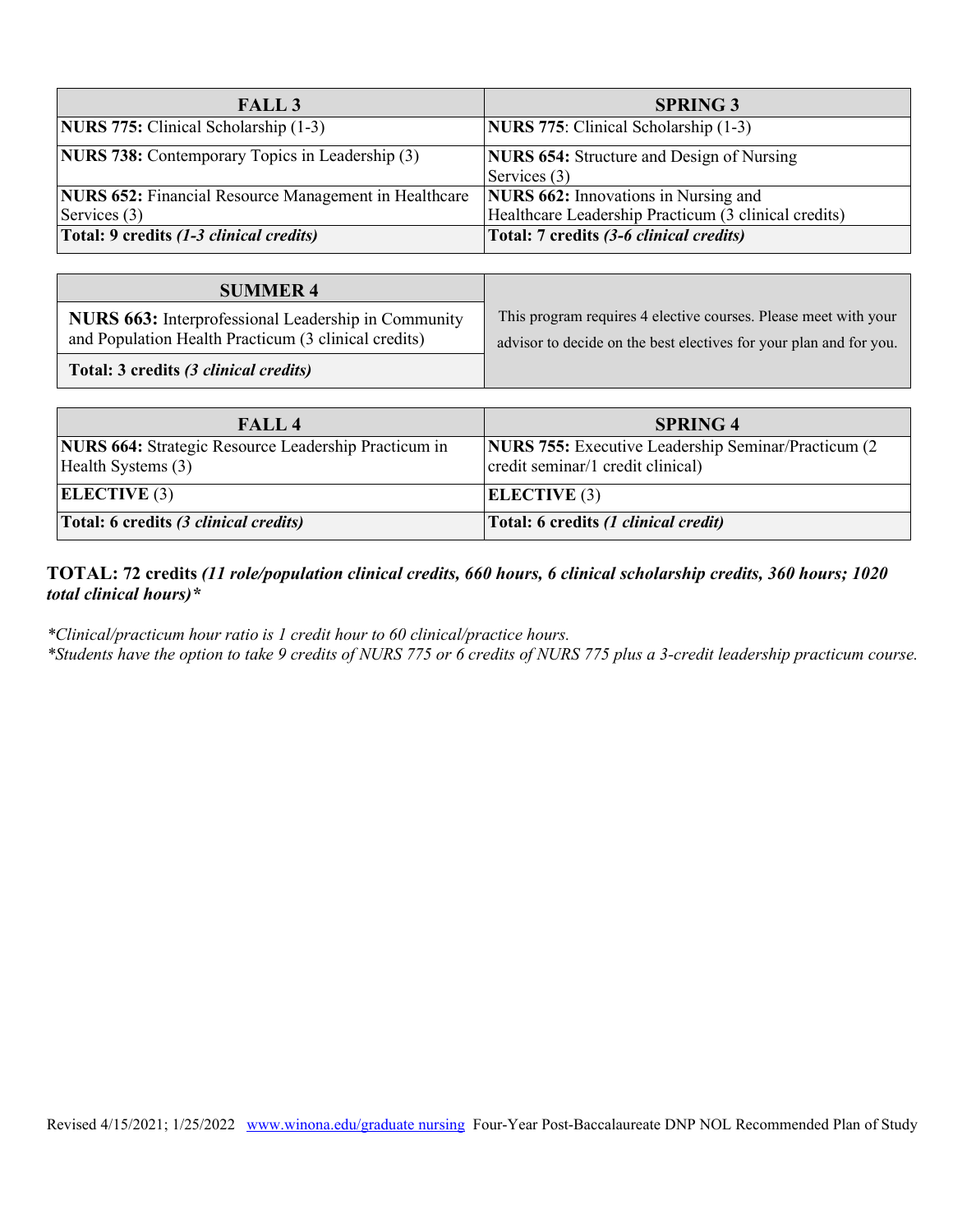| FALL 3 | SPRING 3 |
| --- | --- |
| **NURS 775:** Clinical Scholarship (1-3) | **NURS 775**: Clinical Scholarship (1-3) |
| **NURS 738:** Contemporary Topics in Leadership (3) | **NURS 654:** Structure and Design of Nursing Services (3) |
| **NURS 652:** Financial Resource Management in Healthcare Services (3) | **NURS 662:** Innovations in Nursing and Healthcare Leadership Practicum (3 clinical credits) |
| **Total: 9 credits** ***(1-3 clinical credits)*** | **Total: 7 credits** ***(3-6 clinical credits)*** |

| SUMMER 4 | |
| --- | --- |
| **NURS 663:** Interprofessional Leadership in Community and Population Health Practicum (3 clinical credits) | This program requires 4 elective courses. Please meet with your advisor to decide on the best electives for your plan and for you. |
| **Total: 3 credits** ***(3 clinical credits)*** | |

| FALL 4 | SPRING 4 |
| --- | --- |
| **NURS 664:** Strategic Resource Leadership Practicum in Health Systems (3) | **NURS 755:** Executive Leadership Seminar/Practicum (2 credit seminar/1 credit clinical) |
| **ELECTIVE** (3) | **ELECTIVE** (3) |
| **Total: 6 credits** ***(3 clinical credits)*** | **Total: 6 credits** ***(1 clinical credit)*** |

**TOTAL: 72 credits** ***(11 role/population clinical credits, 660 hours, 6 clinical scholarship credits, 360 hours; 1020 total clinical hours)****

**Clinical/practicum hour ratio is 1 credit hour to 60 clinical/practice hours.*
**Students have the option to take 9 credits of NURS 775 or 6 credits of NURS 775 plus a 3-credit leadership practicum course.*

Revised 4/15/2021; 1/25/2022 www.winona.edu/graduate nursing Four-Year Post-Baccalaureate DNP NOL Recommended Plan of Study